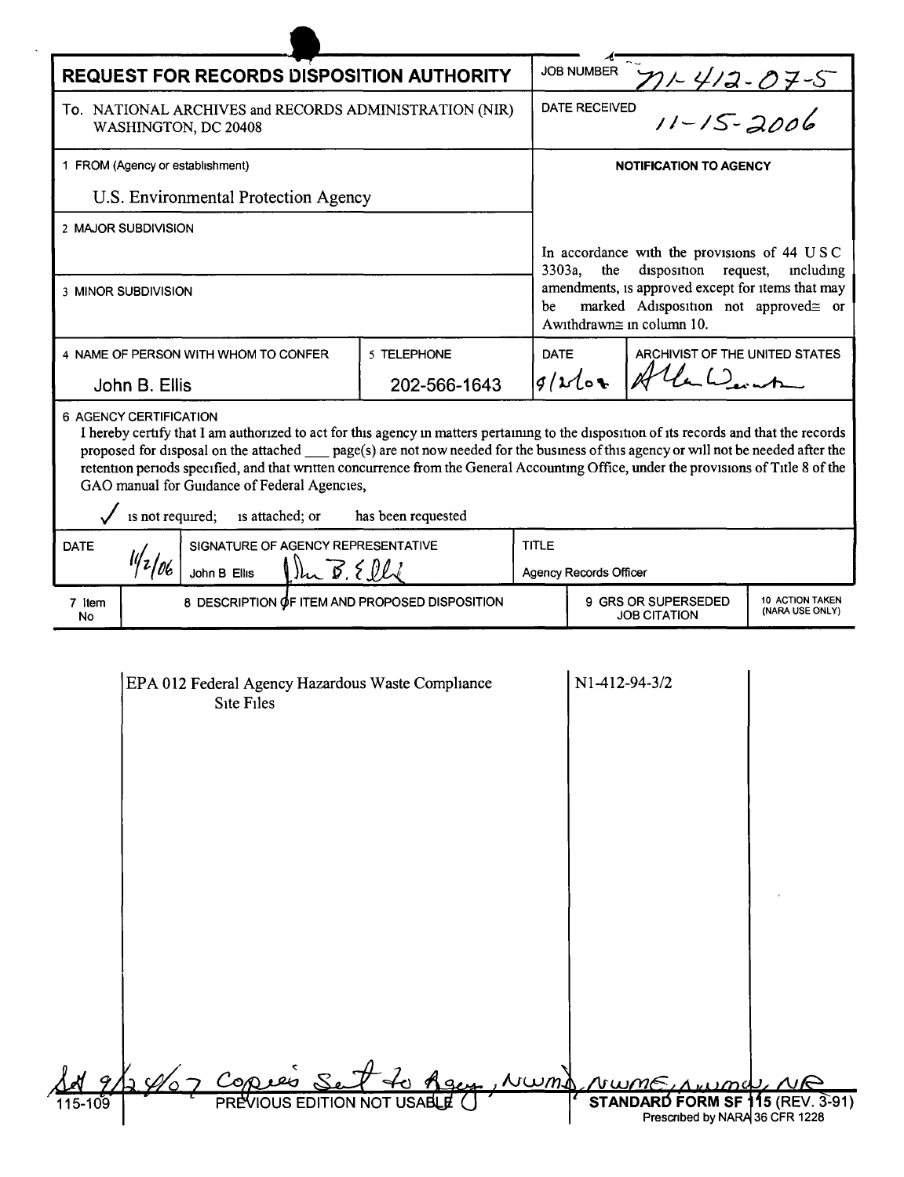# REQUEST FOR RECORDS DISPOSITION AUTHORITY

**JOB NUMBER** N1-412-07-5

**DATE RECEIVED** 11-15-2006

To. NATIONAL ARCHIVES and RECORDS ADMINISTRATION (NIR)
WASHINGTON, DC 20408

**1 FROM (Agency or establishment)**
U.S. Environmental Protection Agency

**2 MAJOR SUBDIVISION**

**3 MINOR SUBDIVISION**

**NOTIFICATION TO AGENCY**

In accordance with the provisions of 44 USC 3303a, the disposition request, including amendments, is approved except for items that may be marked "disposition not approved" or "withdrawn" in column 10.

| 4 NAME OF PERSON WITH WHOM TO CONFER | 5 TELEPHONE | DATE | ARCHIVIST OF THE UNITED STATES |
|---|---|---|---|
| John B. Ellis | 202-566-1643 | 9/21/07 | Allen Weinstein |

**6 AGENCY CERTIFICATION**

I hereby certify that I am authorized to act for this agency in matters pertaining to the disposition of its records and that the records proposed for disposal on the attached ___ page(s) are not now needed for the business of this agency or will not be needed after the retention periods specified, and that written concurrence from the General Accounting Office, under the provisions of Title 8 of the GAO manual for Guidance of Federal Agencies,

✓ is not required; is attached; or has been requested

| DATE | SIGNATURE OF AGENCY REPRESENTATIVE | TITLE |
|---|---|---|
| 11/2/06 | John B Ellis | Agency Records Officer |

| 7 Item No | 8 DESCRIPTION OF ITEM AND PROPOSED DISPOSITION | 9 GRS OR SUPERSEDED JOB CITATION | 10 ACTION TAKEN (NARA USE ONLY) |
|---|---|---|---|
| | EPA 012 Federal Agency Hazardous Waste Compliance Site Files | N1-412-94-3/2 | |

9/28/07 Copies Sent to Agency, NWMD, NWME, NWMW, NR

115-109 PREVIOUS EDITION NOT USABLE **STANDARD FORM SF 115 (REV. 3-91)**
Prescribed by NARA 36 CFR 1228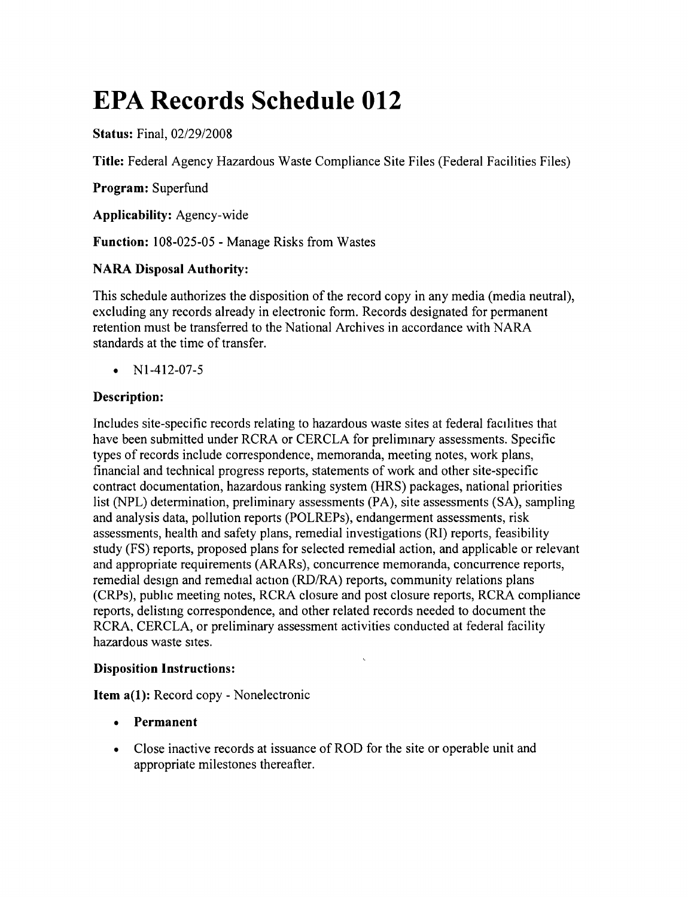# EPA Records Schedule 012

**Status:** Final, 02/29/2008

**Title:** Federal Agency Hazardous Waste Compliance Site Files (Federal Facilities Files)

**Program:** Superfund

**Applicability:** Agency-wide

**Function:** 108-025-05 - Manage Risks from Wastes

### NARA Disposal Authority:

This schedule authorizes the disposition of the record copy in any media (media neutral), excluding any records already in electronic form. Records designated for permanent retention must be transferred to the National Archives in accordance with NARA standards at the time of transfer.

- N1-412-07-5

### Description:

Includes site-specific records relating to hazardous waste sites at federal facilities that have been submitted under RCRA or CERCLA for preliminary assessments. Specific types of records include correspondence, memoranda, meeting notes, work plans, financial and technical progress reports, statements of work and other site-specific contract documentation, hazardous ranking system (HRS) packages, national priorities list (NPL) determination, preliminary assessments (PA), site assessments (SA), sampling and analysis data, pollution reports (POLREPs), endangerment assessments, risk assessments, health and safety plans, remedial investigations (RI) reports, feasibility study (FS) reports, proposed plans for selected remedial action, and applicable or relevant and appropriate requirements (ARARs), concurrence memoranda, concurrence reports, remedial design and remedial action (RD/RA) reports, community relations plans (CRPs), public meeting notes, RCRA closure and post closure reports, RCRA compliance reports, delisting correspondence, and other related records needed to document the RCRA, CERCLA, or preliminary assessment activities conducted at federal facility hazardous waste sites.

### Disposition Instructions:

**Item a(1):** Record copy - Nonelectronic

- **Permanent**
- Close inactive records at issuance of ROD for the site or operable unit and appropriate milestones thereafter.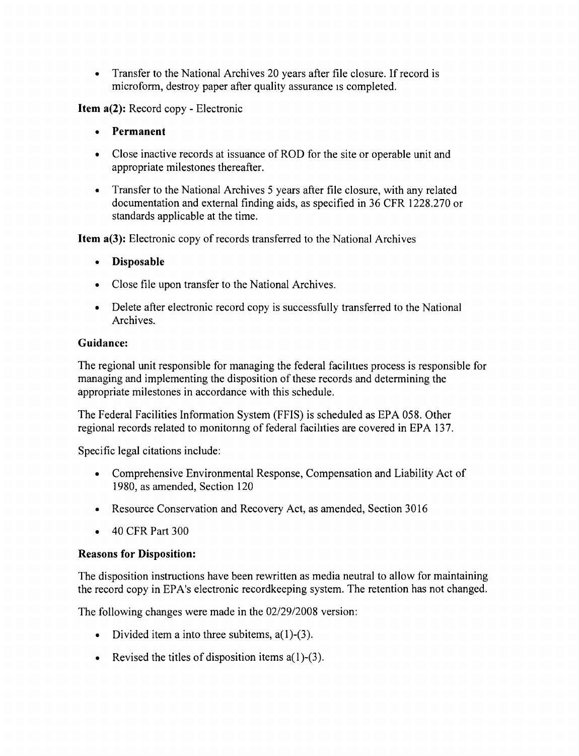- Transfer to the National Archives 20 years after file closure. If record is microform, destroy paper after quality assurance is completed.

**Item a(2):** Record copy - Electronic

- **Permanent**
- Close inactive records at issuance of ROD for the site or operable unit and appropriate milestones thereafter.
- Transfer to the National Archives 5 years after file closure, with any related documentation and external finding aids, as specified in 36 CFR 1228.270 or standards applicable at the time.

**Item a(3):** Electronic copy of records transferred to the National Archives

- **Disposable**
- Close file upon transfer to the National Archives.
- Delete after electronic record copy is successfully transferred to the National Archives.

**Guidance:**

The regional unit responsible for managing the federal facilities process is responsible for managing and implementing the disposition of these records and determining the appropriate milestones in accordance with this schedule.

The Federal Facilities Information System (FFIS) is scheduled as EPA 058. Other regional records related to monitoring of federal facilities are covered in EPA 137.

Specific legal citations include:

- Comprehensive Environmental Response, Compensation and Liability Act of 1980, as amended, Section 120
- Resource Conservation and Recovery Act, as amended, Section 3016
- 40 CFR Part 300

**Reasons for Disposition:**

The disposition instructions have been rewritten as media neutral to allow for maintaining the record copy in EPA's electronic recordkeeping system. The retention has not changed.

The following changes were made in the 02/29/2008 version:

- Divided item a into three subitems, a(1)-(3).
- Revised the titles of disposition items a(1)-(3).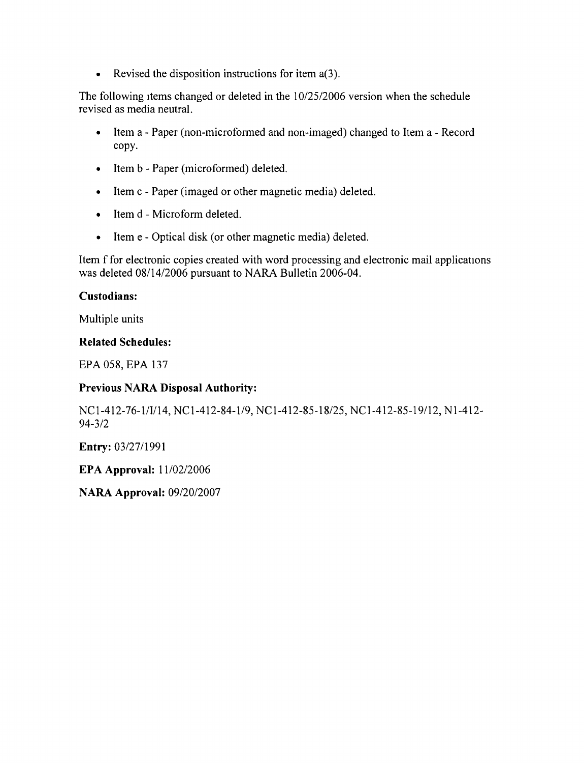- Revised the disposition instructions for item a(3).

The following items changed or deleted in the 10/25/2006 version when the schedule revised as media neutral.

- Item a - Paper (non-microformed and non-imaged) changed to Item a - Record copy.
- Item b - Paper (microformed) deleted.
- Item c - Paper (imaged or other magnetic media) deleted.
- Item d - Microform deleted.
- Item e - Optical disk (or other magnetic media) deleted.

Item f for electronic copies created with word processing and electronic mail applications was deleted 08/14/2006 pursuant to NARA Bulletin 2006-04.

**Custodians:**

Multiple units

**Related Schedules:**

EPA 058, EPA 137

**Previous NARA Disposal Authority:**

NC1-412-76-1/I/14, NC1-412-84-1/9, NC1-412-85-18/25, NC1-412-85-19/12, N1-412-94-3/2

**Entry:** 03/27/1991

**EPA Approval:** 11/02/2006

**NARA Approval:** 09/20/2007